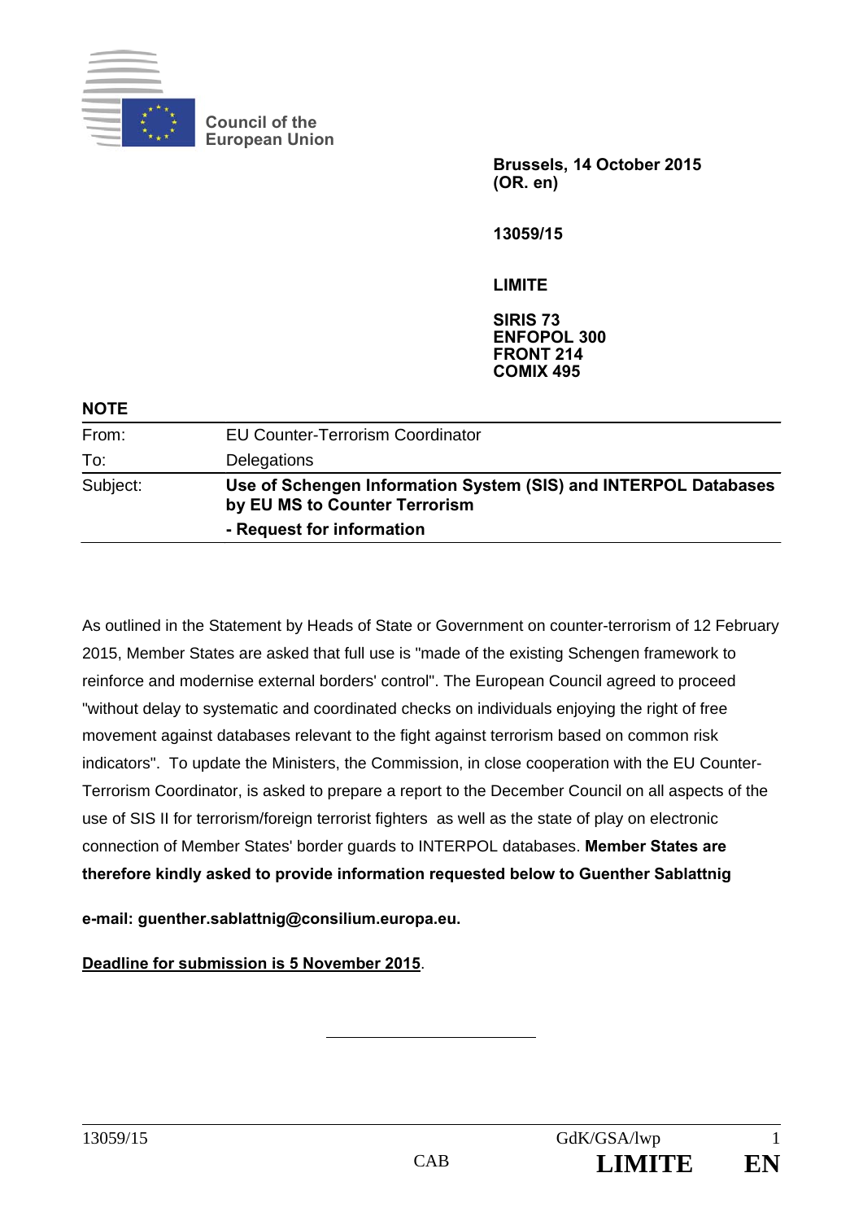Council of the European Union

**Brussels, 14 October 2015**
**(OR. en)**

**13059/15**

**LIMITE**

**SIRIS 73**
**ENFOPOL 300**
**FRONT 214**
**COMIX 495**

**NOTE**

| | |
|---|---|
| From: | EU Counter-Terrorism Coordinator |
| To: | Delegations |
| Subject: | **Use of Schengen Information System (SIS) and INTERPOL Databases by EU MS to Counter Terrorism** **- Request for information** |

As outlined in the Statement by Heads of State or Government on counter-terrorism of 12 February 2015, Member States are asked that full use is "made of the existing Schengen framework to reinforce and modernise external borders' control". The European Council agreed to proceed "without delay to systematic and coordinated checks on individuals enjoying the right of free movement against databases relevant to the fight against terrorism based on common risk indicators". To update the Ministers, the Commission, in close cooperation with the EU Counter-Terrorism Coordinator, is asked to prepare a report to the December Council on all aspects of the use of SIS II for terrorism/foreign terrorist fighters as well as the state of play on electronic connection of Member States' border guards to INTERPOL databases. **Member States are therefore kindly asked to provide information requested below to Guenther Sablattnig**

**e-mail: guenther.sablattnig@consilium.europa.eu.**

**Deadline for submission is 5 November 2015**.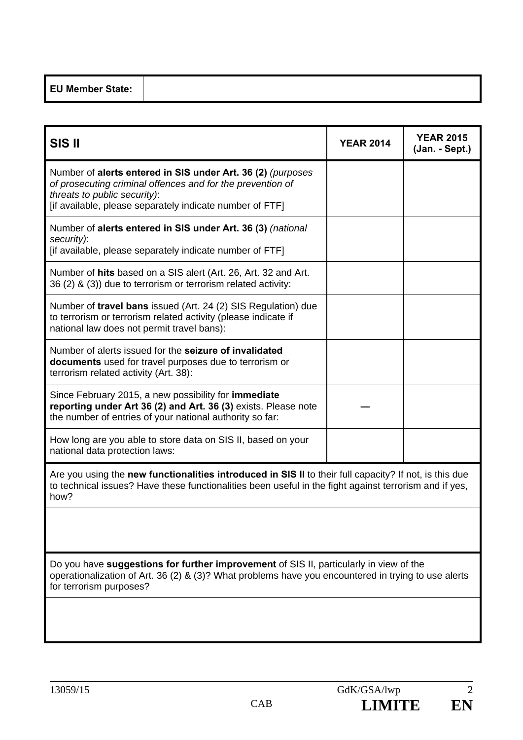| EU Member State: | |
|---|---|

| SIS II | YEAR 2014 | YEAR 2015 (Jan. - Sept.) |
|---|---|---|
| Number of **alerts entered in SIS under Art. 36 (2)** *(purposes of prosecuting criminal offences and for the prevention of threats to public security)*: [if available, please separately indicate number of FTF] | | |
| Number of **alerts entered in SIS under Art. 36 (3)** *(national security)*: [if available, please separately indicate number of FTF] | | |
| Number of **hits** based on a SIS alert (Art. 26, Art. 32 and Art. 36 (2) & (3)) due to terrorism or terrorism related activity: | | |
| Number of **travel bans** issued (Art. 24 (2) SIS Regulation) due to terrorism or terrorism related activity (please indicate if national law does not permit travel bans): | | |
| Number of alerts issued for the **seizure of invalidated documents** used for travel purposes due to terrorism or terrorism related activity (Art. 38): | | |
| Since February 2015, a new possibility for **immediate reporting under Art 36 (2) and Art. 36 (3)** exists. Please note the number of entries of your national authority so far: | — | |
| How long are you able to store data on SIS II, based on your national data protection laws: | | |

| Are you using the **new functionalities introduced in SIS II** to their full capacity? If not, is this due to technical issues? Have these functionalities been useful in the fight against terrorism and if yes, how? |
|---|
| |

| Do you have **suggestions for further improvement** of SIS II, particularly in view of the operationalization of Art. 36 (2) & (3)? What problems have you encountered in trying to use alerts for terrorism purposes? |
|---|
| |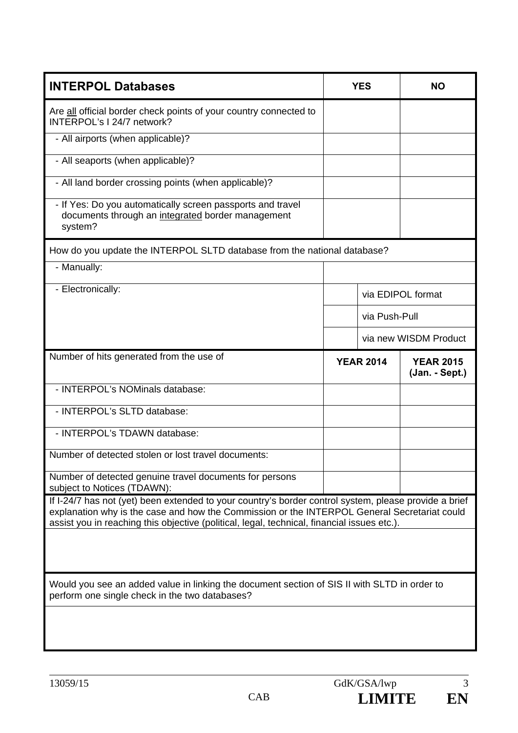| **INTERPOL Databases** | **YES** | | **NO** |
|---|---|---|---|
| Are <u>all</u> official border check points of your country connected to INTERPOL's I 24/7 network? | | | |
| - All airports (when applicable)? | | | |
| - All seaports (when applicable)? | | | |
| - All land border crossing points (when applicable)? | | | |
| - If Yes: Do you automatically screen passports and travel documents through an <u>integrated</u> border management system? | | | |
| How do you update the INTERPOL SLTD database from the national database? | | | |
| - Manually: | | | |
| - Electronically: | | via EDIPOL format | |
| | | via Push-Pull | |
| | | via new WISDM Product | |
| Number of hits generated from the use of | **YEAR 2014** | | **YEAR 2015 (Jan. - Sept.)** |
| - INTERPOL's NOMinals database: | | | |
| - INTERPOL's SLTD database: | | | |
| - INTERPOL's TDAWN database: | | | |
| Number of detected stolen or lost travel documents: | | | |
| Number of detected genuine travel documents for persons subject to Notices (TDAWN): | | | |

If I-24/7 has not (yet) been extended to your country's border control system, please provide a brief explanation why is the case and how the Commission or the INTERPOL General Secretariat could assist you in reaching this objective (political, legal, technical, financial issues etc.).

Would you see an added value in linking the document section of SIS II with SLTD in order to perform one single check in the two databases?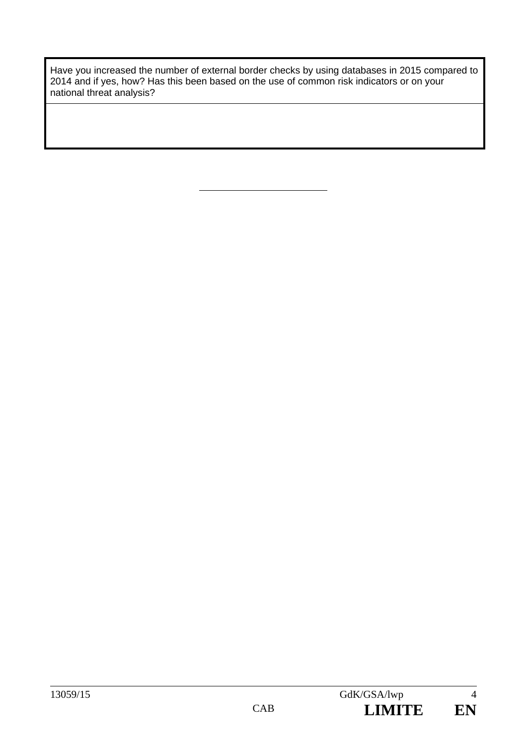| Have you increased the number of external border checks by using databases in 2015 compared to 2014 and if yes, how? Has this been based on the use of common risk indicators or on your national threat analysis? |
| --- |
| |